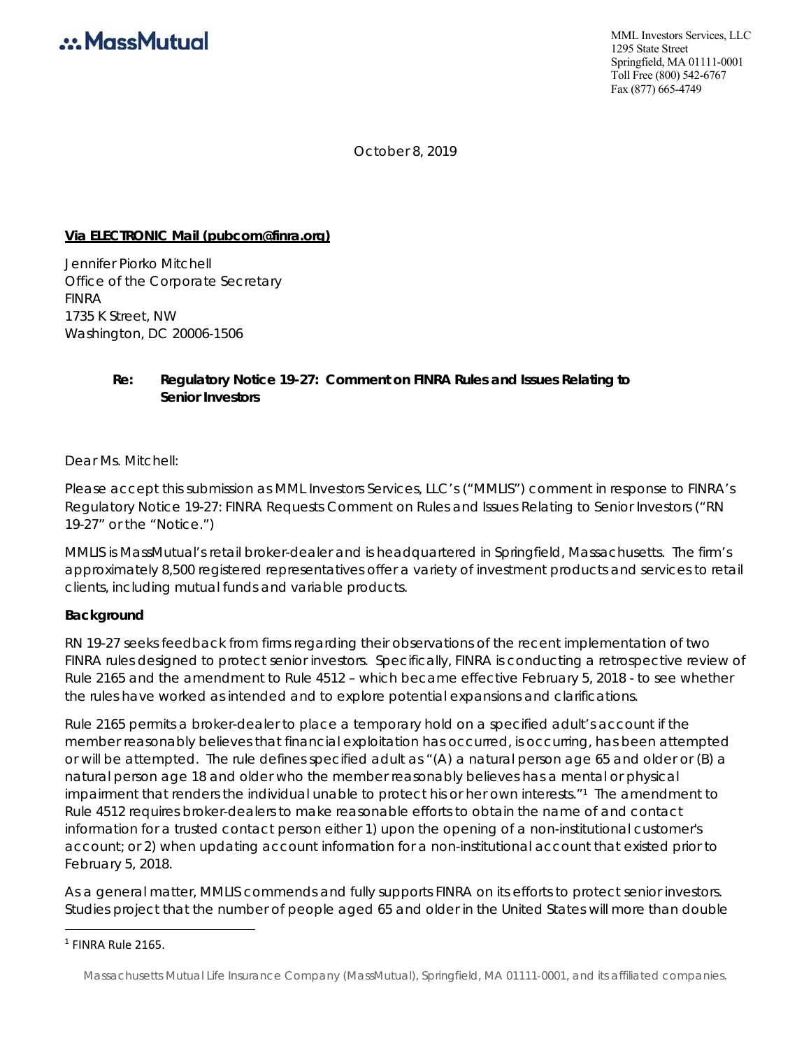MassMutual

MML Investors Services, LLC
1295 State Street
Springfield, MA 01111-0001
Toll Free (800) 542-6767
Fax (877) 665-4749

October 8, 2019

**Via ELECTRONIC Mail (pubcom@finra.org)**

Jennifer Piorko Mitchell
Office of the Corporate Secretary
FINRA
1735 K Street, NW
Washington, DC 20006-1506

**Re: Regulatory Notice 19-27: Comment on FINRA Rules and Issues Relating to Senior Investors**

Dear Ms. Mitchell:

Please accept this submission as MML Investors Services, LLC's ("MMLIS") comment in response to FINRA's Regulatory Notice 19-27: FINRA Requests Comment on Rules and Issues Relating to Senior Investors ("RN 19-27" or the "Notice.")

MMLIS is MassMutual's retail broker-dealer and is headquartered in Springfield, Massachusetts. The firm's approximately 8,500 registered representatives offer a variety of investment products and services to retail clients, including mutual funds and variable products.

**Background**

RN 19-27 seeks feedback from firms regarding their observations of the recent implementation of two FINRA rules designed to protect senior investors. Specifically, FINRA is conducting a retrospective review of Rule 2165 and the amendment to Rule 4512 – which became effective February 5, 2018 - to see whether the rules have worked as intended and to explore potential expansions and clarifications.

Rule 2165 permits a broker-dealer to place a temporary hold on a specified adult's account if the member reasonably believes that financial exploitation has occurred, is occurring, has been attempted or will be attempted. The rule defines specified adult as "(A) a natural person age 65 and older or (B) a natural person age 18 and older who the member reasonably believes has a mental or physical impairment that renders the individual unable to protect his or her own interests."[1] The amendment to Rule 4512 requires broker-dealers to make reasonable efforts to obtain the name of and contact information for a trusted contact person either 1) upon the opening of a non-institutional customer's account; or 2) when updating account information for a non-institutional account that existed prior to February 5, 2018.

As a general matter, MMLIS commends and fully supports FINRA on its efforts to protect senior investors. Studies project that the number of people aged 65 and older in the United States will more than double

[1] FINRA Rule 2165.

Massachusetts Mutual Life Insurance Company (MassMutual), Springfield, MA 01111-0001, and its affiliated companies.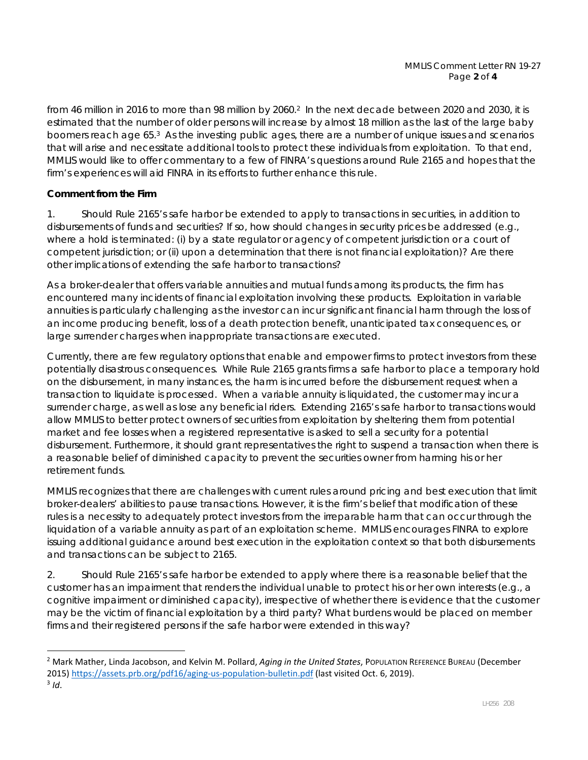from 46 million in 2016 to more than 98 million by 2060.[2] In the next decade between 2020 and 2030, it is estimated that the number of older persons will increase by almost 18 million as the last of the large baby boomers reach age 65.[3] As the investing public ages, there are a number of unique issues and scenarios that will arise and necessitate additional tools to protect these individuals from exploitation. To that end, MMLIS would like to offer commentary to a few of FINRA's questions around Rule 2165 and hopes that the firm's experiences will aid FINRA in its efforts to further enhance this rule.

**Comment from the Firm**

1. *Should Rule 2165's safe harbor be extended to apply to transactions in securities, in addition to disbursements of funds and securities? If so, how should changes in security prices be addressed (e.g., where a hold is terminated: (i) by a state regulator or agency of competent jurisdiction or a court of competent jurisdiction; or (ii) upon a determination that there is not financial exploitation)? Are there other implications of extending the safe harbor to transactions?*

As a broker-dealer that offers variable annuities and mutual funds among its products, the firm has encountered many incidents of financial exploitation involving these products. Exploitation in variable annuities is particularly challenging as the investor can incur significant financial harm through the loss of an income producing benefit, loss of a death protection benefit, unanticipated tax consequences, or large surrender charges when inappropriate transactions are executed.

Currently, there are few regulatory options that enable and empower firms to protect investors from these potentially disastrous consequences. While Rule 2165 grants firms a safe harbor to place a temporary hold on the disbursement, in many instances, the harm is incurred before the disbursement request when a transaction to liquidate is processed. When a variable annuity is liquidated, the customer may incur a surrender charge, as well as lose any beneficial riders. Extending 2165's safe harbor to transactions would allow MMLIS to better protect owners of securities from exploitation by sheltering them from potential market and fee losses when a registered representative is asked to sell a security for a potential disbursement. Furthermore, it should grant representatives the right to suspend a transaction when there is a reasonable belief of diminished capacity to prevent the securities owner from harming his or her retirement funds.

MMLIS recognizes that there are challenges with current rules around pricing and best execution that limit broker-dealers' abilities to pause transactions. However, it is the firm's belief that modification of these rules is a necessity to adequately protect investors from the irreparable harm that can occur through the liquidation of a variable annuity as part of an exploitation scheme. MMLIS encourages FINRA to explore issuing additional guidance around best execution in the exploitation context so that both disbursements and transactions can be subject to 2165.

2. *Should Rule 2165's safe harbor be extended to apply where there is a reasonable belief that the customer has an impairment that renders the individual unable to protect his or her own interests (e.g., a cognitive impairment or diminished capacity), irrespective of whether there is evidence that the customer may be the victim of financial exploitation by a third party? What burdens would be placed on member firms and their registered persons if the safe harbor were extended in this way?*

---

[2] Mark Mather, Linda Jacobson, and Kelvin M. Pollard, *Aging in the United States*, POPULATION REFERENCE BUREAU (December 2015) https://assets.prb.org/pdf16/aging-us-population-bulletin.pdf (last visited Oct. 6, 2019).

[3] *Id*.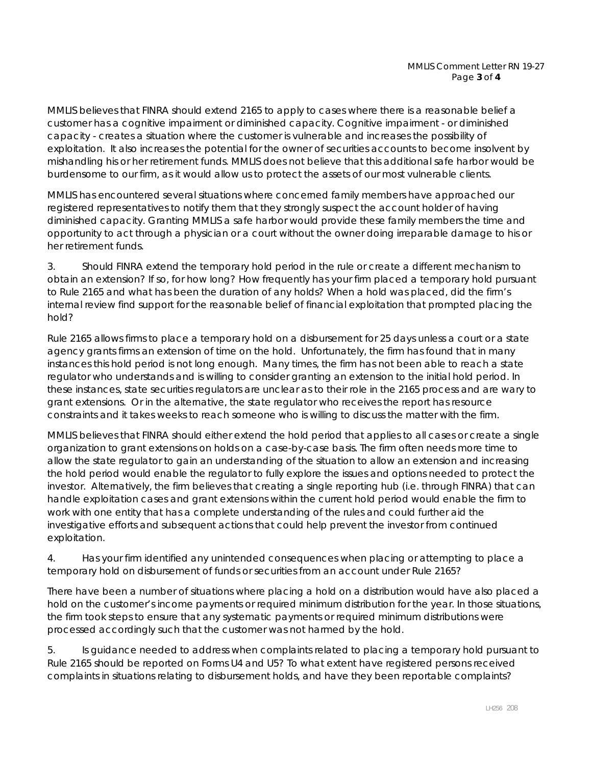MMLIS believes that FINRA should extend 2165 to apply to cases where there is a reasonable belief a customer has a cognitive impairment or diminished capacity. Cognitive impairment - or diminished capacity - creates a situation where the customer is vulnerable and increases the possibility of exploitation. It also increases the potential for the owner of securities accounts to become insolvent by mishandling his or her retirement funds. MMLIS does not believe that this additional safe harbor would be burdensome to our firm, as it would allow us to protect the assets of our most vulnerable clients.

MMLIS has encountered several situations where concerned family members have approached our registered representatives to notify them that they strongly suspect the account holder of having diminished capacity. Granting MMLIS a safe harbor would provide these family members the time and opportunity to act through a physician or a court without the owner doing irreparable damage to his or her retirement funds.

3. Should FINRA extend the temporary hold period in the rule or create a different mechanism to obtain an extension? If so, for how long? How frequently has your firm placed a temporary hold pursuant to Rule 2165 and what has been the duration of any holds? When a hold was placed, did the firm's internal review find support for the reasonable belief of financial exploitation that prompted placing the hold?

Rule 2165 allows firms to place a temporary hold on a disbursement for 25 days unless a court or a state agency grants firms an extension of time on the hold. Unfortunately, the firm has found that in many instances this hold period is not long enough. Many times, the firm has not been able to reach a state regulator who understands and is willing to consider granting an extension to the initial hold period. In these instances, state securities regulators are unclear as to their role in the 2165 process and are wary to grant extensions. Or in the alternative, the state regulator who receives the report has resource constraints and it takes weeks to reach someone who is willing to discuss the matter with the firm.

MMLIS believes that FINRA should either extend the hold period that applies to all cases or create a single organization to grant extensions on holds on a case-by-case basis. The firm often needs more time to allow the state regulator to gain an understanding of the situation to allow an extension and increasing the hold period would enable the regulator to fully explore the issues and options needed to protect the investor. Alternatively, the firm believes that creating a single reporting hub (i.e. through FINRA) that can handle exploitation cases and grant extensions within the current hold period would enable the firm to work with one entity that has a complete understanding of the rules and could further aid the investigative efforts and subsequent actions that could help prevent the investor from continued exploitation.

4. Has your firm identified any unintended consequences when placing or attempting to place a temporary hold on disbursement of funds or securities from an account under Rule 2165?

There have been a number of situations where placing a hold on a distribution would have also placed a hold on the customer's income payments or required minimum distribution for the year. In those situations, the firm took steps to ensure that any systematic payments or required minimum distributions were processed accordingly such that the customer was not harmed by the hold.

5. Is guidance needed to address when complaints related to placing a temporary hold pursuant to Rule 2165 should be reported on Forms U4 and U5? To what extent have registered persons received complaints in situations relating to disbursement holds, and have they been reportable complaints?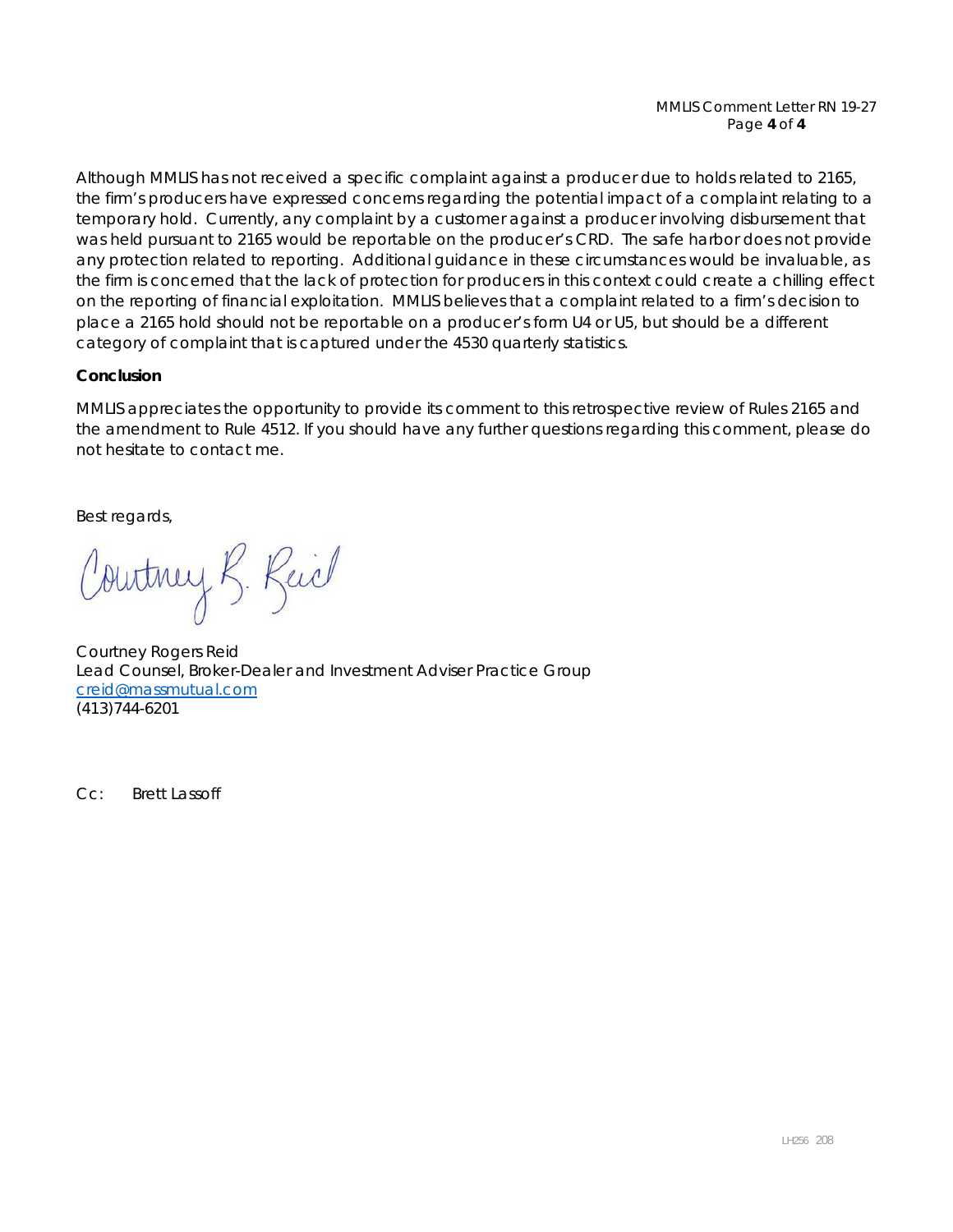Although MMLIS has not received a specific complaint against a producer due to holds related to 2165, the firm's producers have expressed concerns regarding the potential impact of a complaint relating to a temporary hold. Currently, any complaint by a customer against a producer involving disbursement that was held pursuant to 2165 would be reportable on the producer's CRD. The safe harbor does not provide any protection related to reporting. Additional guidance in these circumstances would be invaluable, as the firm is concerned that the lack of protection for producers in this context could create a chilling effect on the reporting of financial exploitation. MMLIS believes that a complaint related to a firm's decision to place a 2165 hold should not be reportable on a producer's form U4 or U5, but should be a different category of complaint that is captured under the 4530 quarterly statistics.

**Conclusion**

MMLIS appreciates the opportunity to provide its comment to this retrospective review of Rules 2165 and the amendment to Rule 4512. If you should have any further questions regarding this comment, please do not hesitate to contact me.

Best regards,

Courtney R. Reid

Courtney Rogers Reid
Lead Counsel, Broker-Dealer and Investment Adviser Practice Group
creid@massmutual.com
(413)744-6201

Cc: Brett Lassoff